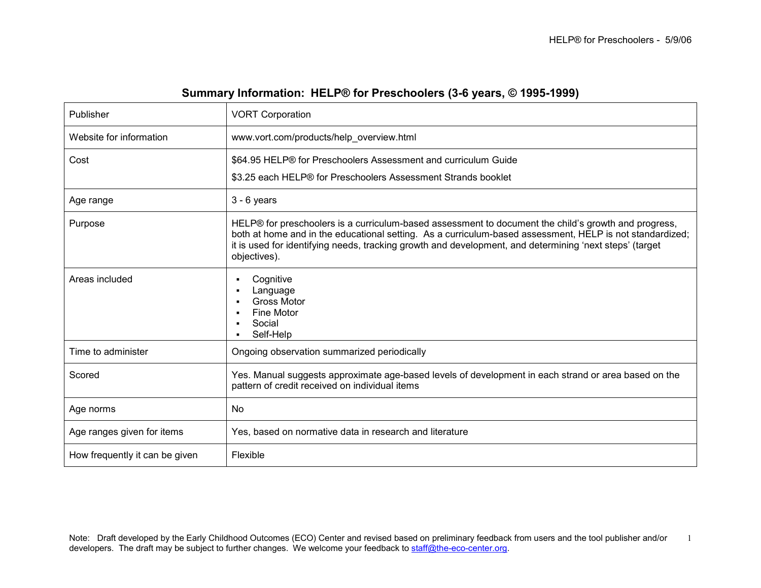## Summary Information: HELP® for Preschoolers (3-6 years, © 1995-1999)

| | |
|---|---|
| Publisher | VORT Corporation |
| Website for information | www.vort.com/products/help_overview.html |
| Cost | $64.95 HELP® for Preschoolers Assessment and curriculum Guide<br>$3.25 each HELP® for Preschoolers Assessment Strands booklet |
| Age range | 3 - 6 years |
| Purpose | HELP® for preschoolers is a curriculum-based assessment to document the child's growth and progress, both at home and in the educational setting. As a curriculum-based assessment, HELP is not standardized; it is used for identifying needs, tracking growth and development, and determining 'next steps' (target objectives). |
| Areas included | ▪ Cognitive<br>▪ Language<br>▪ Gross Motor<br>▪ Fine Motor<br>▪ Social<br>▪ Self-Help |
| Time to administer | Ongoing observation summarized periodically |
| Scored | Yes. Manual suggests approximate age-based levels of development in each strand or area based on the pattern of credit received on individual items |
| Age norms | No |
| Age ranges given for items | Yes, based on normative data in research and literature |
| How frequently it can be given | Flexible |

Note: Draft developed by the Early Childhood Outcomes (ECO) Center and revised based on preliminary feedback from users and the tool publisher and/or developers. The draft may be subject to further changes. We welcome your feedback to staff@the-eco-center.org.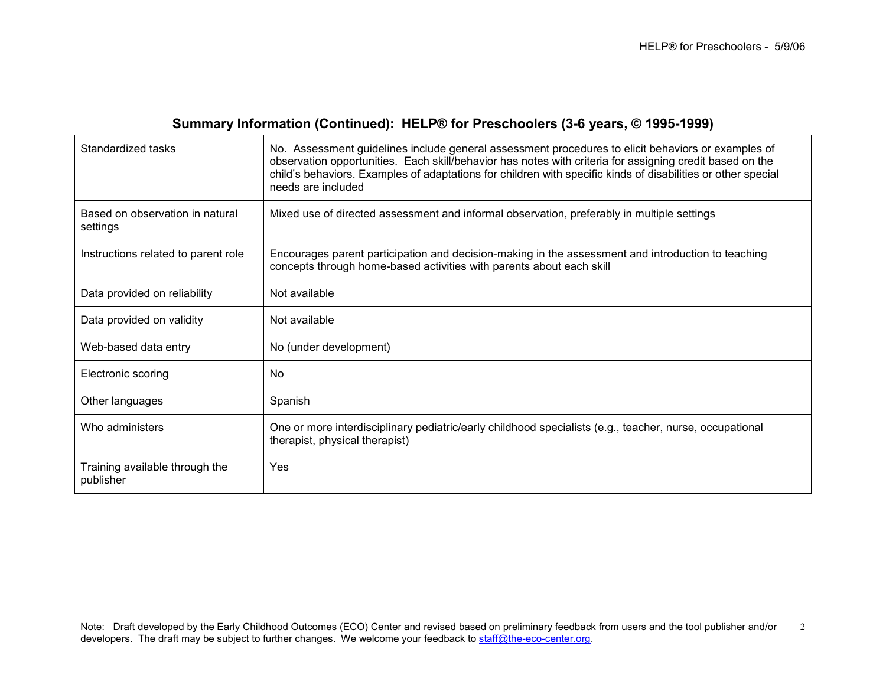## Summary Information (Continued): HELP® for Preschoolers (3-6 years, © 1995-1999)

| | |
|---|---|
| Standardized tasks | No. Assessment guidelines include general assessment procedures to elicit behaviors or examples of observation opportunities. Each skill/behavior has notes with criteria for assigning credit based on the child's behaviors. Examples of adaptations for children with specific kinds of disabilities or other special needs are included |
| Based on observation in natural settings | Mixed use of directed assessment and informal observation, preferably in multiple settings |
| Instructions related to parent role | Encourages parent participation and decision-making in the assessment and introduction to teaching concepts through home-based activities with parents about each skill |
| Data provided on reliability | Not available |
| Data provided on validity | Not available |
| Web-based data entry | No (under development) |
| Electronic scoring | No |
| Other languages | Spanish |
| Who administers | One or more interdisciplinary pediatric/early childhood specialists (e.g., teacher, nurse, occupational therapist, physical therapist) |
| Training available through the publisher | Yes |

Note: Draft developed by the Early Childhood Outcomes (ECO) Center and revised based on preliminary feedback from users and the tool publisher and/or developers. The draft may be subject to further changes. We welcome your feedback to staff@the-eco-center.org.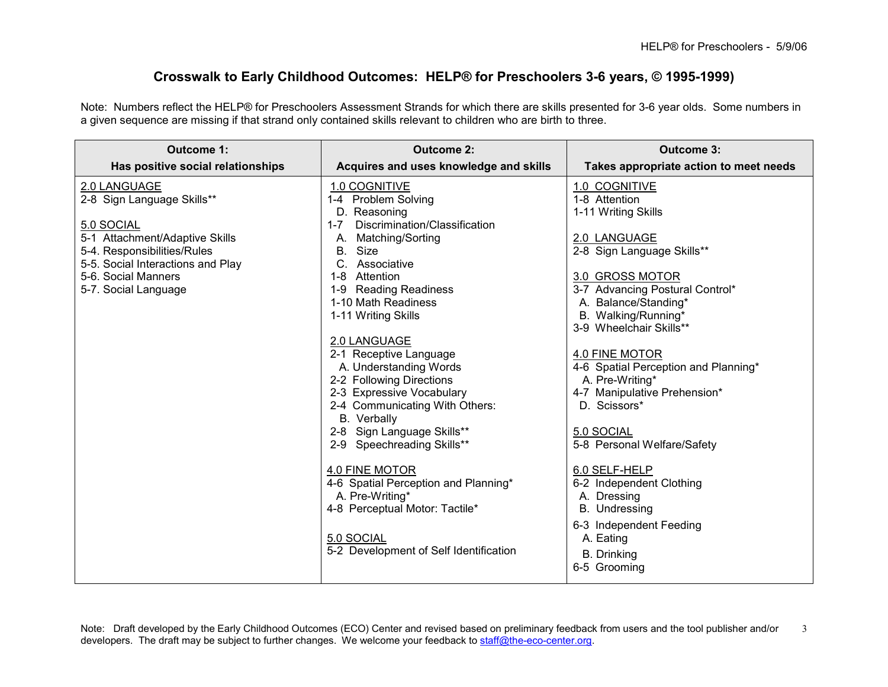# Crosswalk to Early Childhood Outcomes: HELP® for Preschoolers 3-6 years, © 1995-1999)

Note: Numbers reflect the HELP® for Preschoolers Assessment Strands for which there are skills presented for 3-6 year olds. Some numbers in a given sequence are missing if that strand only contained skills relevant to children who are birth to three.

| Outcome 1: Has positive social relationships | Outcome 2: Acquires and uses knowledge and skills | Outcome 3: Takes appropriate action to meet needs |
|---|---|---|
| <u>2.0 LANGUAGE</u><br>2-8 Sign Language Skills**<br><br><u>5.0 SOCIAL</u><br>5-1 Attachment/Adaptive Skills<br>5-4. Responsibilities/Rules<br>5-5. Social Interactions and Play<br>5-6. Social Manners<br>5-7. Social Language | <u>1.0 COGNITIVE</u><br>1-4 Problem Solving<br>D. Reasoning<br>1-7 Discrimination/Classification<br>A. Matching/Sorting<br>B. Size<br>C. Associative<br>1-8 Attention<br>1-9 Reading Readiness<br>1-10 Math Readiness<br>1-11 Writing Skills<br><br><u>2.0 LANGUAGE</u><br>2-1 Receptive Language<br>A. Understanding Words<br>2-2 Following Directions<br>2-3 Expressive Vocabulary<br>2-4 Communicating With Others:<br>B. Verbally<br>2-8 Sign Language Skills**<br>2-9 Speechreading Skills**<br><br><u>4.0 FINE MOTOR</u><br>4-6 Spatial Perception and Planning*<br>A. Pre-Writing*<br>4-8 Perceptual Motor: Tactile*<br><br><u>5.0 SOCIAL</u><br>5-2 Development of Self Identification | <u>1.0 COGNITIVE</u><br>1-8 Attention<br>1-11 Writing Skills<br><br><u>2.0 LANGUAGE</u><br>2-8 Sign Language Skills**<br><br><u>3.0 GROSS MOTOR</u><br>3-7 Advancing Postural Control*<br>A. Balance/Standing*<br>B. Walking/Running*<br>3-9 Wheelchair Skills**<br><br><u>4.0 FINE MOTOR</u><br>4-6 Spatial Perception and Planning*<br>A. Pre-Writing*<br>4-7 Manipulative Prehension*<br>D. Scissors*<br><br><u>5.0 SOCIAL</u><br>5-8 Personal Welfare/Safety<br><br><u>6.0 SELF-HELP</u><br>6-2 Independent Clothing<br>A. Dressing<br>B. Undressing<br>6-3 Independent Feeding<br>A. Eating<br>B. Drinking<br>6-5 Grooming |

Note: Draft developed by the Early Childhood Outcomes (ECO) Center and revised based on preliminary feedback from users and the tool publisher and/or developers. The draft may be subject to further changes. We welcome your feedback to staff@the-eco-center.org.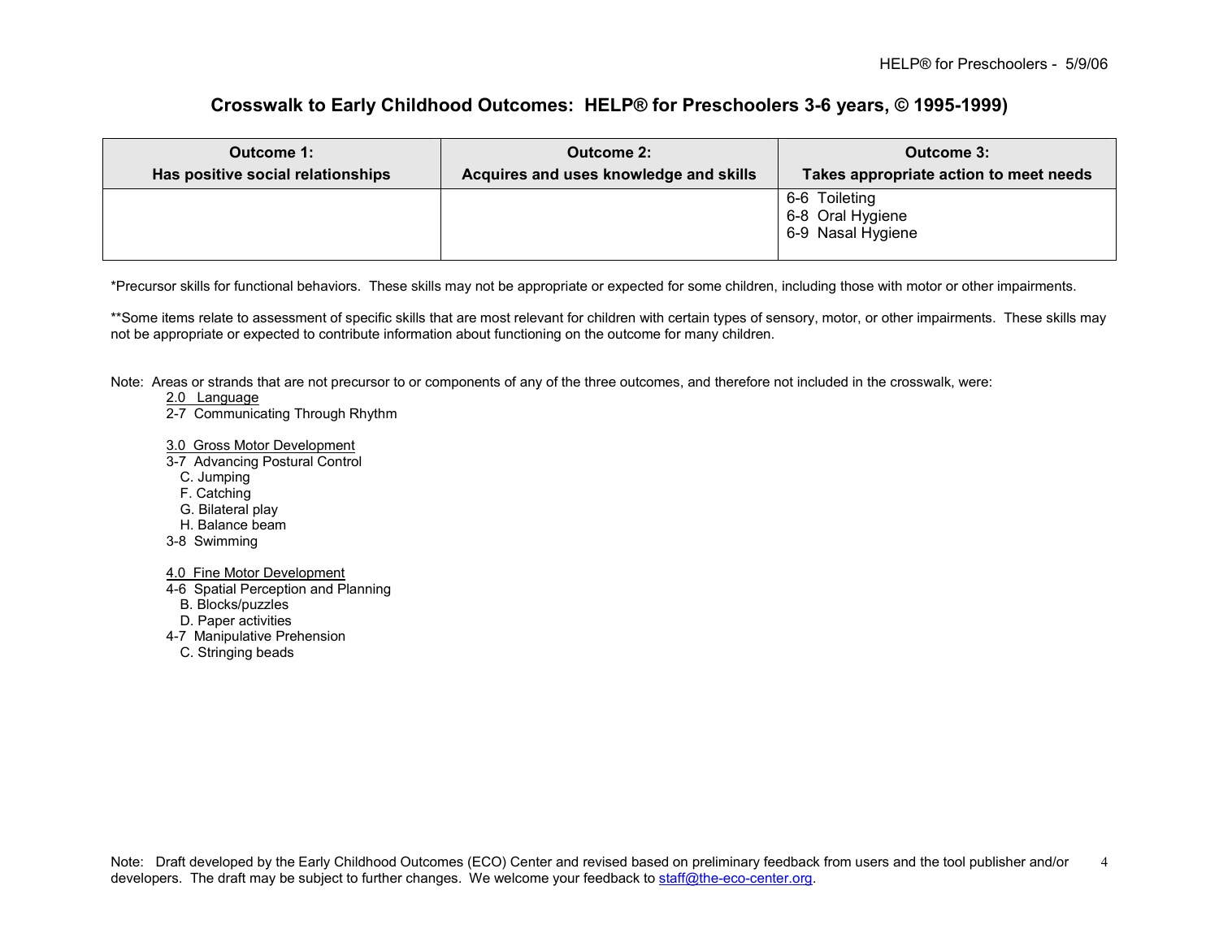# Crosswalk to Early Childhood Outcomes: HELP® for Preschoolers 3-6 years, © 1995-1999)

| Outcome 1: Has positive social relationships | Outcome 2: Acquires and uses knowledge and skills | Outcome 3: Takes appropriate action to meet needs |
|---|---|---|
| | | 6-6 Toileting<br>6-8 Oral Hygiene<br>6-9 Nasal Hygiene |

*Precursor skills for functional behaviors. These skills may not be appropriate or expected for some children, including those with motor or other impairments.

**Some items relate to assessment of specific skills that are most relevant for children with certain types of sensory, motor, or other impairments. These skills may not be appropriate or expected to contribute information about functioning on the outcome for many children.

Note: Areas or strands that are not precursor to or components of any of the three outcomes, and therefore not included in the crosswalk, were:

2.0 Language
2-7 Communicating Through Rhythm

3.0 Gross Motor Development
3-7 Advancing Postural Control
- C. Jumping
- F. Catching
- G. Bilateral play
- H. Balance beam

3-8 Swimming

4.0 Fine Motor Development
4-6 Spatial Perception and Planning
- B. Blocks/puzzles
- D. Paper activities

4-7 Manipulative Prehension
- C. Stringing beads

Note: Draft developed by the Early Childhood Outcomes (ECO) Center and revised based on preliminary feedback from users and the tool publisher and/or developers. The draft may be subject to further changes. We welcome your feedback to staff@the-eco-center.org.